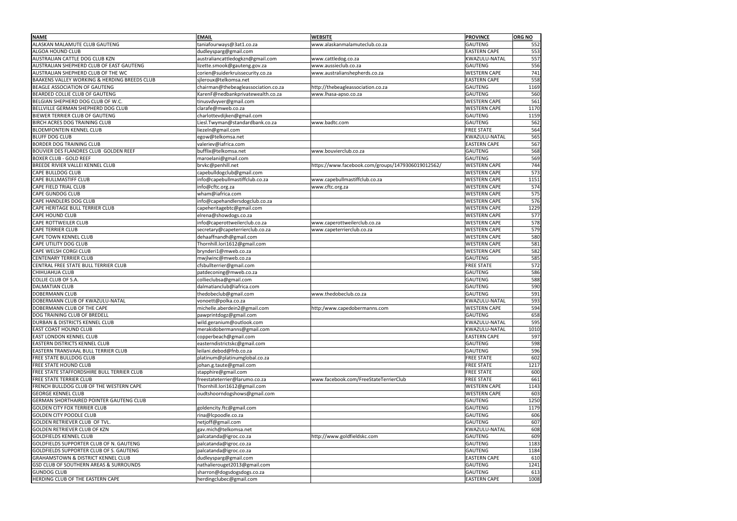| NAME | EMAIL | WEBSITE | PROVINCE | ORG NO |
|---|---|---|---|---|
| ALASKAN MALAMUTE CLUB GAUTENG | taniafourways@3at1.co.za | www.alaskanmalamuteclub.co.za | GAUTENG | 552 |
| ALGOA HOUND CLUB | dudleysparg@gmail.com | | EASTERN CAPE | 553 |
| AUSTRALIAN CATTLE DOG CLUB KZN | australiancattledogkzn@gmail.com | www.cattledog.co.za | KWAZULU-NATAL | 557 |
| AUSTRALIAN SHEPHERD CLUB OF EAST GAUTENG | lizette.smook@gauteng.gov.za | www.aussieclub.co.za | GAUTENG | 556 |
| AUSTRALIAN SHEPHERD CLUB OF THE WC | corien@suiderkruissecurity.co.za | www.australianshepherds.co.za | WESTERN CAPE | 741 |
| BAAKENS VALLEY WORKING & HERDING BREEDS CLUB | sjleroux@telkomsa.net | | EASTERN CAPE | 558 |
| BEAGLE ASSOCIATION OF GAUTENG | chairman@thebeagleassociation.co.za | http://thebeagleassociation.co.za | GAUTENG | 1169 |
| BEARDED COLLIE CLUB OF GAUTENG | KarenF@nedbankprivatewealth.co.za | www.lhasa-apso.co.za | GAUTENG | 560 |
| BELGIAN SHEPHERD DOG CLUB OF W.C. | tinusvdvyver@gmail.com | | WESTERN CAPE | 561 |
| BELLVILLE GERMAN SHEPHERD DOG CLUB | clarafe@mweb.co.za | | WESTERN CAPE | 1170 |
| BIEWER TERRIER CLUB OF GAUTENG | charlottevdijken@gmail.com | | GAUTENG | 1159 |
| BIRCH ACRES DOG TRAINING CLUB | Liesl.Twyman@standardbank.co.za | www.badtc.com | GAUTENG | 562 |
| BLOEMFONTEIN KENNEL CLUB | liezeln@gmail.com | | FREE STATE | 564 |
| BLUFF DOG CLUB | egow@telkomsa.net | | KWAZULU-NATAL | 565 |
| BORDER DOG TRAINING CLUB | valeriev@iafrica.com | | EASTERN CAPE | 567 |
| BOUVIER DES FLANDRES CLUB GOLDEN REEF | bufflix@telkomsa.net | www.bouvierclub.co.za | GAUTENG | 568 |
| BOXER CLUB - GOLD REEF | maroelani@gmail.com | | GAUTENG | 569 |
| BREEDE RIVIER VALLEI KENNEL CLUB | brvkc@penhill.net | https://www.facebook.com/groups/1479306019012562/ | WESTERN CAPE | 744 |
| CAPE BULLDOG CLUB | capebulldogclub@gmail.com | | WESTERN CAPE | 573 |
| CAPE BULLMASTIFF CLUB | info@capebullmastiffclub.co.za | www.capebullmastiffclub.co.za | WESTERN CAPE | 1151 |
| CAPE FIELD TRIAL CLUB | info@cftc.org.za | www.cftc.org.za | WESTERN CAPE | 574 |
| CAPE GUNDOG CLUB | wham@iafrica.com | | WESTERN CAPE | 575 |
| CAPE HANDLERS DOG CLUB | info@capehandlersdogclub.co.za | | WESTERN CAPE | 576 |
| CAPE HERITAGE BULL TERRIER CLUB | capeheritagebtc@gmail.com | | WESTERN CAPE | 1229 |
| CAPE HOUND CLUB | elrena@showdogs.co.za | | WESTERN CAPE | 577 |
| CAPE ROTTWEILER CLUB | info@caperottweilerclub.co.za | www.caperottweilerclub.co.za | WESTERN CAPE | 578 |
| CAPE TERRIER CLUB | secretary@capeterrierclub.co.za | www.capeterrierclub.co.za | WESTERN CAPE | 579 |
| CAPE TOWN KENNEL CLUB | dehaaffnandh@gmail.com | | WESTERN CAPE | 580 |
| CAPE UTILITY DOG CLUB | Thornhill.lori1612@gmail.com | | WESTERN CAPE | 581 |
| CAPE WELSH CORGI CLUB | brynderi1@mweb.co.za | | WESTERN CAPE | 582 |
| CENTENARY TERRIER CLUB | mwjlwinc@mweb.co.za | | GAUTENG | 585 |
| CENTRAL FREE STATE BULL TERRIER CLUB | cfsbullterrier@gmail.com | | FREE STATE | 572 |
| CHIHUAHUA CLUB | patdeconing@mweb.co.za | | GAUTENG | 586 |
| COLLIE CLUB OF S.A. | collieclubsa@gmail.com | | GAUTENG | 588 |
| DALMATIAN CLUB | dalmatianclub@iafrica.com | | GAUTENG | 590 |
| DOBERMANN CLUB | thedobeclub@gmail.com | www.thedobeclub.co.za | GAUTENG | 591 |
| DOBERMANN CLUB OF KWAZULU-NATAL | vonoett@polka.co.za | | KWAZULU-NATAL | 593 |
| DOBERMANN CLUB OF THE CAPE | michelle.aberdein2@gmail.com | http:/www.capedobermanns.com | WESTERN CAPE | 594 |
| DOG TRAINING CLUB OF BREDELL | pawprintdogz@gmail.com | | GAUTENG | 658 |
| DURBAN & DISTRICTS KENNEL CLUB | wild.geranium@outlook.com | | KWAZULU-NATAL | 595 |
| EAST COAST HOUND CLUB | merakidobermanns@gmail.com | | KWAZULU-NATAL | 1010 |
| EAST LONDON KENNEL CLUB | copperbeach@gmail.com | | EASTERN CAPE | 597 |
| EASTERN DISTRICTS KENNEL CLUB | easterndistrictskc@gmail.com | | GAUTENG | 598 |
| EASTERN TRANSVAAL BULL TERRIER CLUB | leilani.debod@fnb.co.za | | GAUTENG | 596 |
| FREE STATE BULLDOG CLUB | platinum@platinumglobal.co.za | | FREE STATE | 602 |
| FREE STATE HOUND CLUB | johan.g.taute@gmail.com | | FREE STATE | 1217 |
| FREE STATE STAFFORDSHIRE BULL TERRIER CLUB | stapphire@gmail.com | | FREE STATE | 600 |
| FREE STATE TERRIER CLUB | freestateterrier@larumo.co.za | www.facebook.com/FreeStateTerrierClub | FREE STATE | 661 |
| FRENCH BULLDOG CLUB OF THE WESTERN CAPE | Thornhill.lori1612@gmail.com | | WESTERN CAPE | 1143 |
| GEORGE KENNEL CLUB | oudtshoorndogshows@gmail.com | | WESTERN CAPE | 603 |
| GERMAN SHORTHAIRED POINTER GAUTENG CLUB | | | GAUTENG | 1250 |
| GOLDEN CITY FOX TERRIER CLUB | goldencity.ftc@gmail.com | | GAUTENG | 1179 |
| GOLDEN CITY POODLE CLUB | rina@lcpoodle.co.za | | GAUTENG | 606 |
| GOLDEN RETRIEVER CLUB OF TVL. | netjoff@gmail.com | | GAUTENG | 607 |
| GOLDEN RETRIEVER CLUB OF KZN | gav.mich@telkomsa.net | | KWAZULU-NATAL | 608 |
| GOLDFIELDS KENNEL CLUB | palcatanda@igroc.co.za | http://www.goldfieldskc.com | GAUTENG | 609 |
| GOLDFIELDS SUPPORTER CLUB OF N. GAUTENG | palcatanda@igroc.co.za | | GAUTENG | 1183 |
| GOLDFIELDS SUPPORTER CLUB OF S. GAUTENG | palcatanda@igroc.co.za | | GAUTENG | 1184 |
| GRAHAMSTOWN & DISTRICT KENNEL CLUB | dudleysparg@gmail.com | | EASTERN CAPE | 610 |
| GSD CLUB OF SOUTHERN AREAS & SURROUNDS | nathalierouget2013@gmail.com | | GAUTENG | 1241 |
| GUNDOG CLUB | sharron@dogsdogsdogs.co.za | | GAUTENG | 613 |
| HERDING CLUB OF THE EASTERN CAPE | herdingclubec@gmail.com | | EASTERN CAPE | 1008 |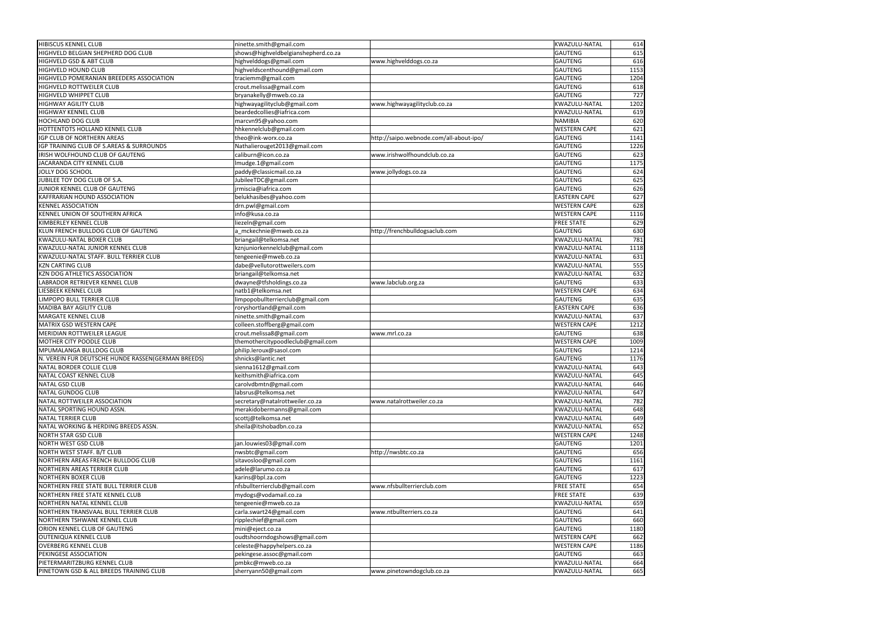| | | | | |
|---|---|---|---|---|
| HIBISCUS KENNEL CLUB | ninette.smith@gmail.com | | KWAZULU-NATAL | 614 |
| HIGHVELD BELGIAN SHEPHERD DOG CLUB | shows@highveldbelgianshepherd.co.za | | GAUTENG | 615 |
| HIGHVELD GSD & ABT CLUB | highvelddogs@gmail.com | www.highvelddogs.co.za | GAUTENG | 616 |
| HIGHVELD HOUND CLUB | highveldscenthound@gmail.com | | GAUTENG | 1153 |
| HIGHVELD POMERANIAN BREEDERS ASSOCIATION | traciemm@gmail.com | | GAUTENG | 1204 |
| HIGHVELD ROTTWEILER CLUB | crout.melissa@gmail.com | | GAUTENG | 618 |
| HIGHVELD WHIPPET CLUB | bryanakelly@mweb.co.za | | GAUTENG | 727 |
| HIGHWAY AGILITY CLUB | highwayagilityclub@gmail.com | www.highwayagilityclub.co.za | KWAZULU-NATAL | 1202 |
| HIGHWAY KENNEL CLUB | beardedcollies@iafrica.com | | KWAZULU-NATAL | 619 |
| HOCHLAND DOG CLUB | marcvn95@yahoo.com | | NAMIBIA | 620 |
| HOTTENTOTS HOLLAND KENNEL CLUB | hhkennelclub@gmail.com | | WESTERN CAPE | 621 |
| IGP CLUB OF NORTHERN AREAS | theo@ink-worx.co.za | http://saipo.webnode.com/all-about-ipo/ | GAUTENG | 1141 |
| IGP TRAINING CLUB OF S.AREAS & SURROUNDS | Nathalierouget2013@gmail.com | | GAUTENG | 1226 |
| IRISH WOLFHOUND CLUB OF GAUTENG | caliburn@icon.co.za | www.irishwolfhoundclub.co.za | GAUTENG | 623 |
| JACARANDA CITY KENNEL CLUB | lmudge.1@gmail.com | | GAUTENG | 1175 |
| JOLLY DOG SCHOOL | paddy@classicmail.co.za | www.jollydogs.co.za | GAUTENG | 624 |
| JUBILEE TOY DOG CLUB OF S.A. | JubileeTDC@gmail.com | | GAUTENG | 625 |
| JUNIOR KENNEL CLUB OF GAUTENG | jrmiscia@iafrica.com | | GAUTENG | 626 |
| KAFFRARIAN HOUND ASSOCIATION | belukhasibes@yahoo.com | | EASTERN CAPE | 627 |
| KENNEL ASSOCIATION | drn.pwl@gmail.com | | WESTERN CAPE | 628 |
| KENNEL UNION OF SOUTHERN AFRICA | info@kusa.co.za | | WESTERN CAPE | 1116 |
| KIMBERLEY KENNEL CLUB | liezeln@gmail.com | | FREE STATE | 629 |
| KLUN FRENCH BULLDOG CLUB OF GAUTENG | a_mckechnie@mweb.co.za | http://frenchbulldogsaclub.com | GAUTENG | 630 |
| KWAZULU-NATAL BOXER CLUB | briangail@telkomsa.net | | KWAZULU-NATAL | 781 |
| KWAZULU-NATAL JUNIOR KENNEL CLUB | kznjuniorkennelclub@gmail.com | | KWAZULU-NATAL | 1118 |
| KWAZULU-NATAL STAFF. BULL TERRIER CLUB | tengeenie@mweb.co.za | | KWAZULU-NATAL | 631 |
| KZN CARTING CLUB | dabe@vellutorottweilers.com | | KWAZULU-NATAL | 555 |
| KZN DOG ATHLETICS ASSOCIATION | briangail@telkomsa.net | | KWAZULU-NATAL | 632 |
| LABRADOR RETRIEVER KENNEL CLUB | dwayne@tfsholdings.co.za | www.labclub.org.za | GAUTENG | 633 |
| LIESBEEK KENNEL CLUB | natb1@telkomsa.net | | WESTERN CAPE | 634 |
| LIMPOPO BULL TERRIER CLUB | limpopobullterrierclub@gmail.com | | GAUTENG | 635 |
| MADIBA BAY AGILITY CLUB | roryshortland@gmail.com | | EASTERN CAPE | 636 |
| MARGATE KENNEL CLUB | ninette.smith@gmail.com | | KWAZULU-NATAL | 637 |
| MATRIX GSD WESTERN CAPE | colleen.stoffberg@gmail.com | | WESTERN CAPE | 1212 |
| MERIDIAN ROTTWEILER LEAGUE | crout.melissa8@gmail.com | www.mrl.co.za | GAUTENG | 638 |
| MOTHER CITY POODLE CLUB | themothercitypoodleclub@gmail.com | | WESTERN CAPE | 1009 |
| MPUMALANGA BULLDOG CLUB | philip.leroux@sasol.com | | GAUTENG | 1214 |
| N. VEREIN FUR DEUTSCHE HUNDE RASSEN(GERMAN BREEDS) | shnicks@lantic.net | | GAUTENG | 1176 |
| NATAL BORDER COLLIE CLUB | sienna1612@gmail.com | | KWAZULU-NATAL | 643 |
| NATAL COAST KENNEL CLUB | keithsmith@iafrica.com | | KWAZULU-NATAL | 645 |
| NATAL GSD CLUB | carolvdbmtn@gmail.com | | KWAZULU-NATAL | 646 |
| NATAL GUNDOG CLUB | labsrus@telkomsa.net | | KWAZULU-NATAL | 647 |
| NATAL ROTTWEILER ASSOCIATION | secretary@natalrottweiler.co.za | www.natalrottweiler.co.za | KWAZULU-NATAL | 782 |
| NATAL SPORTING HOUND ASSN. | merakidobermanns@gmail.com | | KWAZULU-NATAL | 648 |
| NATAL TERRIER CLUB | scottj@telkomsa.net | | KWAZULU-NATAL | 649 |
| NATAL WORKING & HERDING BREEDS ASSN. | sheila@itshobadbn.co.za | | KWAZULU-NATAL | 652 |
| NORTH STAR GSD CLUB | | | WESTERN CAPE | 1248 |
| NORTH WEST GSD CLUB | jan.louwies03@gmail.com | | GAUTENG | 1201 |
| NORTH WEST STAFF. B/T CLUB | nwsbtc@gmail.com | http://nwsbtc.co.za | GAUTENG | 656 |
| NORTHERN AREAS FRENCH BULLDOG CLUB | sitavosloo@gmail.com | | GAUTENG | 1161 |
| NORTHERN AREAS TERRIER CLUB | adele@larumo.co.za | | GAUTENG | 617 |
| NORTHERN BOXER CLUB | karins@bpl.za.com | | GAUTENG | 1223 |
| NORTHERN FREE STATE BULL TERRIER CLUB | nfsbullterrierclub@gmail.com | www.nfsbullterrierclub.com | FREE STATE | 654 |
| NORTHERN FREE STATE KENNEL CLUB | mydogs@vodamail.co.za | | FREE STATE | 639 |
| NORTHERN NATAL KENNEL CLUB | tengeenie@mweb.co.za | | KWAZULU-NATAL | 659 |
| NORTHERN TRANSVAAL BULL TERRIER CLUB | carla.swart24@gmail.com | www.ntbullterriers.co.za | GAUTENG | 641 |
| NORTHERN TSHWANE KENNEL CLUB | ripplechief@gmail.com | | GAUTENG | 660 |
| ORION KENNEL CLUB OF GAUTENG | mini@eject.co.za | | GAUTENG | 1180 |
| OUTENIQUA KENNEL CLUB | oudtshoorndogshows@gmail.com | | WESTERN CAPE | 662 |
| OVERBERG KENNEL CLUB | celeste@happyhelpers.co.za | | WESTERN CAPE | 1186 |
| PEKINGESE ASSOCIATION | pekingese.assoc@gmail.com | | GAUTENG | 663 |
| PIETERMARITZBURG KENNEL CLUB | pmbkc@mweb.co.za | | KWAZULU-NATAL | 664 |
| PINETOWN GSD & ALL BREEDS TRAINING CLUB | sherryann50@gmail.com | www.pinetowndogclub.co.za | KWAZULU-NATAL | 665 |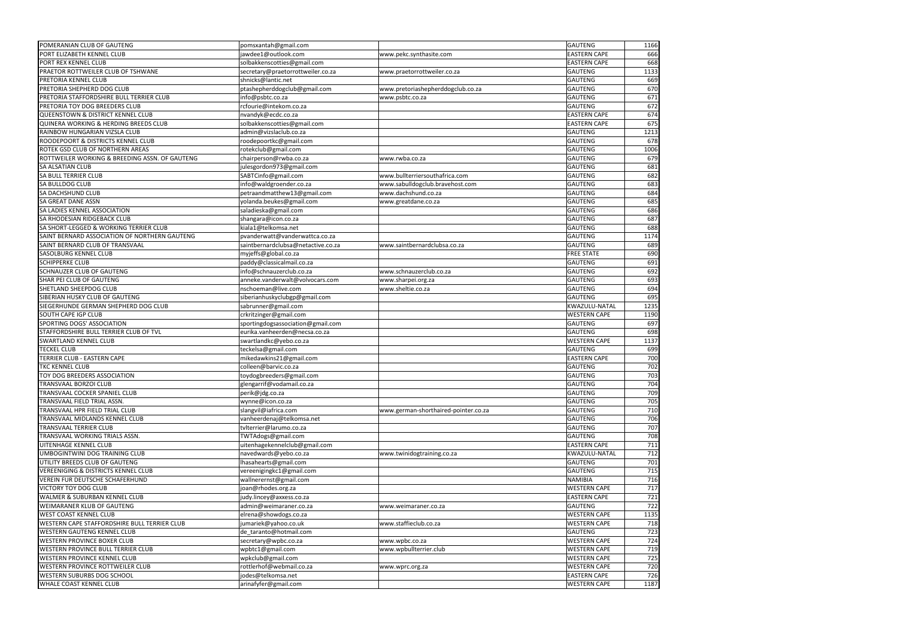| POMERANIAN CLUB OF GAUTENG | pomsxantah@gmail.com | | GAUTENG | 1166 |
|---|---|---|---|---|
| PORT ELIZABETH KENNEL CLUB | jawdee1@outlook.com | www.pekc.synthasite.com | EASTERN CAPE | 666 |
| PORT REX KENNEL CLUB | solbakkenscotties@gmail.com | | EASTERN CAPE | 668 |
| PRAETOR ROTTWEILER CLUB OF TSHWANE | secretary@praetorrottweiler.co.za | www.praetorrottweiler.co.za | GAUTENG | 1133 |
| PRETORIA KENNEL CLUB | shnicks@lantic.net | | GAUTENG | 669 |
| PRETORIA SHEPHERD DOG CLUB | ptashepherddogclub@gmail.com | www.pretoriashepherddogclub.co.za | GAUTENG | 670 |
| PRETORIA STAFFORDSHIRE BULL TERRIER CLUB | info@psbtc.co.za | www.psbtc.co.za | GAUTENG | 671 |
| PRETORIA TOY DOG BREEDERS CLUB | rcfourie@intekom.co.za | | GAUTENG | 672 |
| QUEENSTOWN & DISTRICT KENNEL CLUB | nvandyk@ecdc.co.za | | EASTERN CAPE | 674 |
| QUINERA WORKING & HERDING BREEDS CLUB | solbakkenscotties@gmail.com | | EASTERN CAPE | 675 |
| RAINBOW HUNGARIAN VIZSLA CLUB | admin@vizslaclub.co.za | | GAUTENG | 1213 |
| ROODEPOORT & DISTRICTS KENNEL CLUB | roodepoortkc@gmail.com | | GAUTENG | 678 |
| ROTEK GSD CLUB OF NORTHERN AREAS | rotekclub@gmail.com | | GAUTENG | 1006 |
| ROTTWEILER WORKING & BREEDING ASSN. OF GAUTENG | chairperson@rwba.co.za | www.rwba.co.za | GAUTENG | 679 |
| SA ALSATIAN CLUB | julesgordon973@gmail.com | | GAUTENG | 681 |
| SA BULL TERRIER CLUB | SABTCinfo@gmail.com | www.bullterriersouthafrica.com | GAUTENG | 682 |
| SA BULLDOG CLUB | info@waldgroender.co.za | www.sabulldogclub.bravehost.com | GAUTENG | 683 |
| SA DACHSHUND CLUB | petraandmatthew13@gmail.com | www.dachshund.co.za | GAUTENG | 684 |
| SA GREAT DANE ASSN | yolanda.beukes@gmail.com | www.greatdane.co.za | GAUTENG | 685 |
| SA LADIES KENNEL ASSOCIATION | saladieska@gmail.com | | GAUTENG | 686 |
| SA RHODESIAN RIDGEBACK CLUB | shangara@icon.co.za | | GAUTENG | 687 |
| SA SHORT-LEGGED & WORKING TERRIER CLUB | kiala1@telkomsa.net | | GAUTENG | 688 |
| SAINT BERNARD ASSOCIATION OF NORTHERN GAUTENG | pvanderwatt@vanderwattca.co.za | | GAUTENG | 1174 |
| SAINT BERNARD CLUB OF TRANSVAAL | saintbernardclubsa@netactive.co.za | www.saintbernardclubsa.co.za | GAUTENG | 689 |
| SASOLBURG KENNEL CLUB | myjeffs@global.co.za | | FREE STATE | 690 |
| SCHIPPERKE CLUB | paddy@classicalmail.co.za | | GAUTENG | 691 |
| SCHNAUZER CLUB OF GAUTENG | info@schnauzerclub.co.za | www.schnauzerclub.co.za | GAUTENG | 692 |
| SHAR PEI CLUB OF GAUTENG | anneke.vanderwalt@volvocars.com | www.sharpei.org.za | GAUTENG | 693 |
| SHETLAND SHEEPDOG CLUB | nschoeman@live.com | www.sheltie.co.za | GAUTENG | 694 |
| SIBERIAN HUSKY CLUB OF GAUTENG | siberianhuskyclubgp@gmail.com | | GAUTENG | 695 |
| SIEGERHUNDE GERMAN SHEPHERD DOG CLUB | sabrunner@gmail.com | | KWAZULU-NATAL | 1235 |
| SOUTH CAPE IGP CLUB | crkritzinger@gmail.com | | WESTERN CAPE | 1190 |
| SPORTING DOGS' ASSOCIATION | sportingdogsassociation@gmail.com | | GAUTENG | 697 |
| STAFFORDSHIRE BULL TERRIER CLUB OF TVL | eurika.vanheerden@necsa.co.za | | GAUTENG | 698 |
| SWARTLAND KENNEL CLUB | swartlandkc@yebo.co.za | | WESTERN CAPE | 1137 |
| TECKEL CLUB | teckelsa@gmail.com | | GAUTENG | 699 |
| TERRIER CLUB - EASTERN CAPE | mikedawkins21@gmail.com | | EASTERN CAPE | 700 |
| TKC KENNEL CLUB | colleen@barvic.co.za | | GAUTENG | 702 |
| TOY DOG BREEDERS ASSOCIATION | toydogbreeders@gmail.com | | GAUTENG | 703 |
| TRANSVAAL BORZOI CLUB | glengarrif@vodamail.co.za | | GAUTENG | 704 |
| TRANSVAAL COCKER SPANIEL CLUB | perik@jdg.co.za | | GAUTENG | 709 |
| TRANSVAAL FIELD TRIAL ASSN. | wynne@icon.co.za | | GAUTENG | 705 |
| TRANSVAAL HPR FIELD TRIAL CLUB | slangvil@iafrica.com | www.german-shorthaired-pointer.co.za | GAUTENG | 710 |
| TRANSVAAL MIDLANDS KENNEL CLUB | vanheerdenaj@telkomsa.net | | GAUTENG | 706 |
| TRANSVAAL TERRIER CLUB | tvlterrier@larumo.co.za | | GAUTENG | 707 |
| TRANSVAAL WORKING TRIALS ASSN. | TWTAdogs@gmail.com | | GAUTENG | 708 |
| UITENHAGE KENNEL CLUB | uitenhagekennelclub@gmail.com | | EASTERN CAPE | 711 |
| UMBOGINTWINI DOG TRAINING CLUB | navedwards@yebo.co.za | www.twinidogtraining.co.za | KWAZULU-NATAL | 712 |
| UTILITY BREEDS CLUB OF GAUTENG | lhasahearts@gmail.com | | GAUTENG | 701 |
| VEREENIGING & DISTRICTS KENNEL CLUB | vereenigingkc1@gmail.com | | GAUTENG | 715 |
| VEREIN FUR DEUTSCHE SCHAFERHUND | wallnerernst@gmail.com | | NAMIBIA | 716 |
| VICTORY TOY DOG CLUB | joan@rhodes.org.za | | WESTERN CAPE | 717 |
| WALMER & SUBURBAN KENNEL CLUB | judy.lincey@axxess.co.za | | EASTERN CAPE | 721 |
| WEIMARANER KLUB OF GAUTENG | admin@weimaraner.co.za | www.weimaraner.co.za | GAUTENG | 722 |
| WEST COAST KENNEL CLUB | elrena@showdogs.co.za | | WESTERN CAPE | 1135 |
| WESTERN CAPE STAFFORDSHIRE BULL TERRIER CLUB | jumariek@yahoo.co.uk | www.staffieclub.co.za | WESTERN CAPE | 718 |
| WESTERN GAUTENG KENNEL CLUB | de_taranto@hotmail.com | | GAUTENG | 723 |
| WESTERN PROVINCE BOXER CLUB | secretary@wpbc.co.za | www.wpbc.co.za | WESTERN CAPE | 724 |
| WESTERN PROVINCE BULL TERRIER CLUB | wpbtc1@gmail.com | www.wpbullterrier.club | WESTERN CAPE | 719 |
| WESTERN PROVINCE KENNEL CLUB | wpkclub@gmail.com | | WESTERN CAPE | 725 |
| WESTERN PROVINCE ROTTWEILER CLUB | rottlerhof@webmail.co.za | www.wprc.org.za | WESTERN CAPE | 720 |
| WESTERN SUBURBS DOG SCHOOL | jodes@telkomsa.net | | EASTERN CAPE | 726 |
| WHALE COAST KENNEL CLUB | arinafyfer@gmail.com | | WESTERN CAPE | 1187 |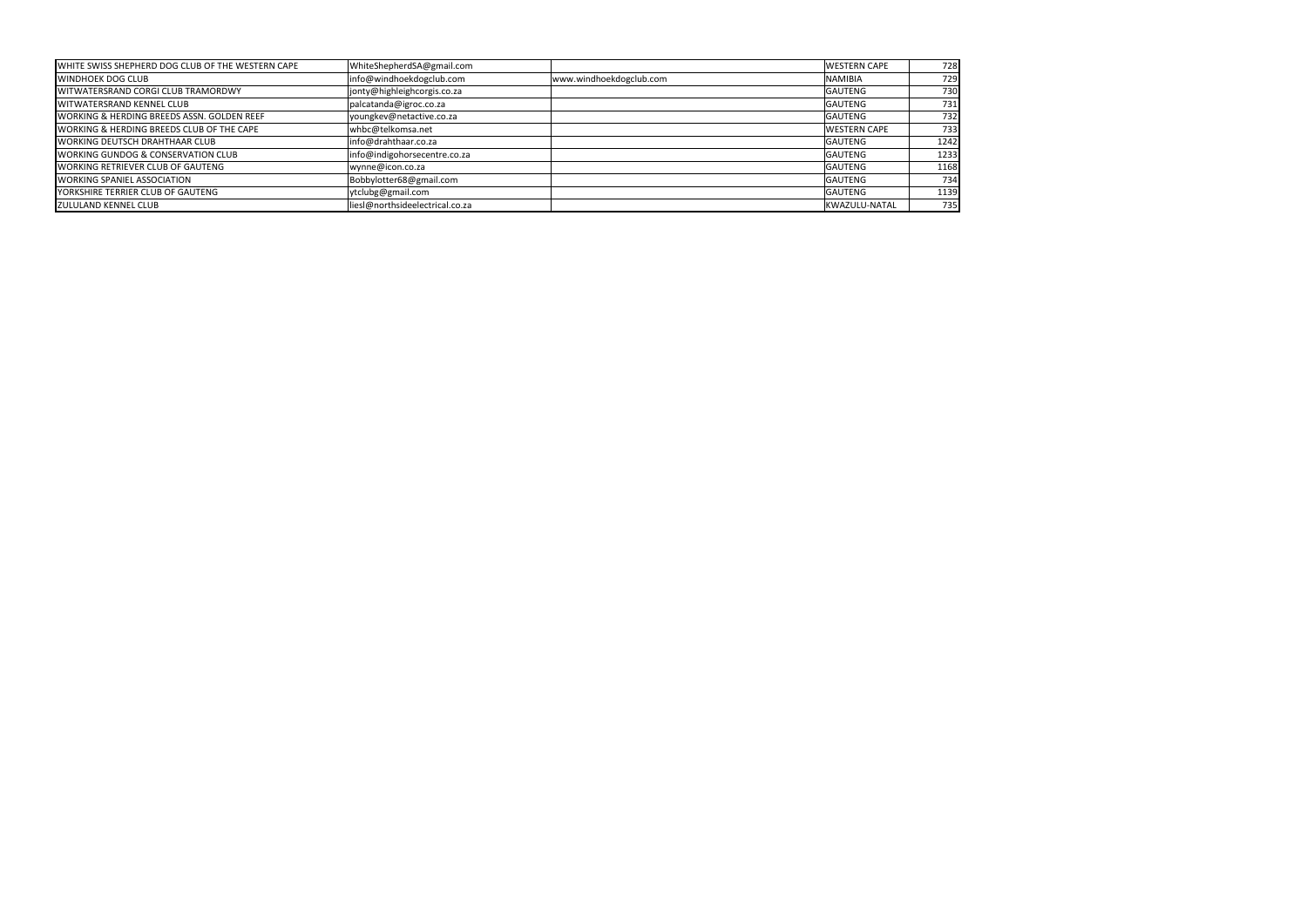| | | | | |
|---|---|---|---|---|
| WHITE SWISS SHEPHERD DOG CLUB OF THE WESTERN CAPE | WhiteShepherdSA@gmail.com | | WESTERN CAPE | 728 |
| WINDHOEK DOG CLUB | info@windhoekdogclub.com | www.windhoekdogclub.com | NAMIBIA | 729 |
| WITWATERSRAND CORGI CLUB TRAMORDWY | jonty@highleighcorgis.co.za | | GAUTENG | 730 |
| WITWATERSRAND KENNEL CLUB | palcatanda@igroc.co.za | | GAUTENG | 731 |
| WORKING & HERDING BREEDS ASSN. GOLDEN REEF | youngkev@netactive.co.za | | GAUTENG | 732 |
| WORKING & HERDING BREEDS CLUB OF THE CAPE | whbc@telkomsa.net | | WESTERN CAPE | 733 |
| WORKING DEUTSCH DRAHTHAAR CLUB | info@drahthaar.co.za | | GAUTENG | 1242 |
| WORKING GUNDOG & CONSERVATION CLUB | info@indigohorsecentre.co.za | | GAUTENG | 1233 |
| WORKING RETRIEVER CLUB OF GAUTENG | wynne@icon.co.za | | GAUTENG | 1168 |
| WORKING SPANIEL ASSOCIATION | Bobbylotter68@gmail.com | | GAUTENG | 734 |
| YORKSHIRE TERRIER CLUB OF GAUTENG | ytclubg@gmail.com | | GAUTENG | 1139 |
| ZULULAND KENNEL CLUB | liesl@northsideelectrical.co.za | | KWAZULU-NATAL | 735 |